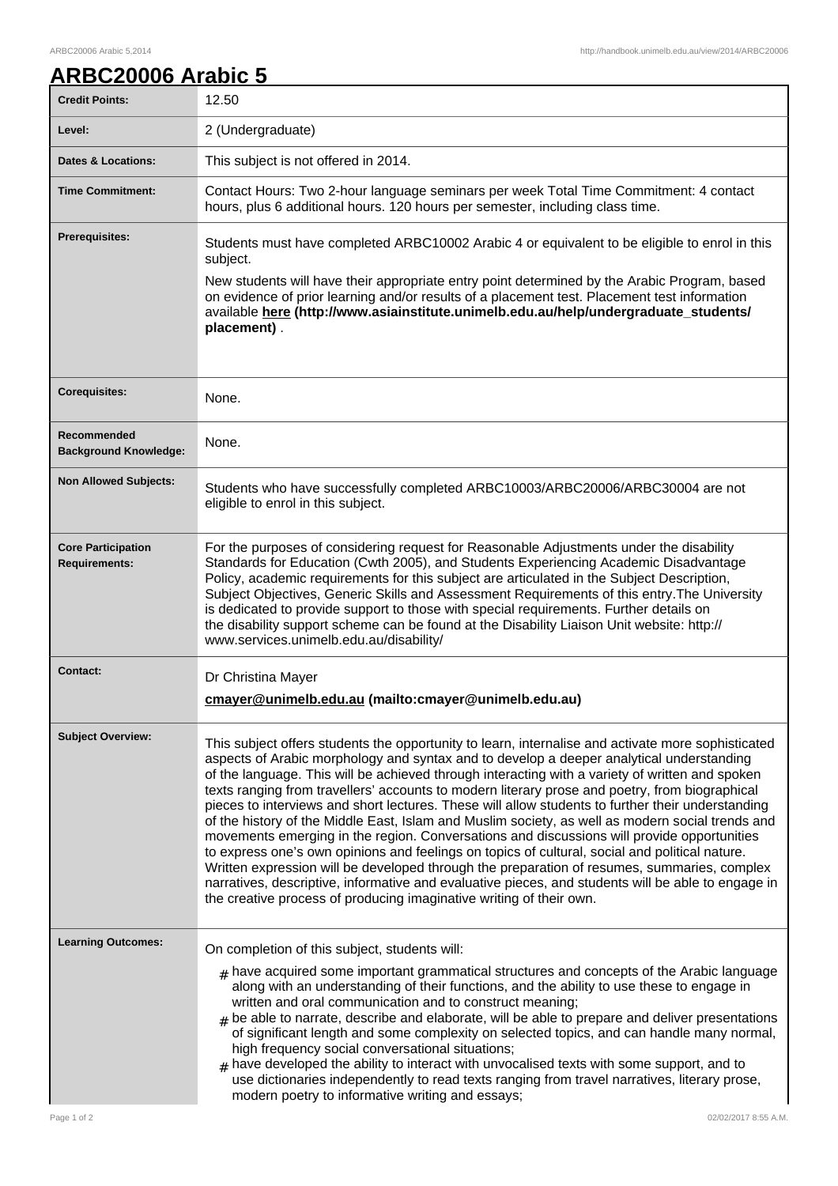# ARBC20006 Arabic 5

| | |
|---|---|
| **Credit Points:** | 12.50 |
| **Level:** | 2 (Undergraduate) |
| **Dates & Locations:** | This subject is not offered in 2014. |
| **Time Commitment:** | Contact Hours: Two 2-hour language seminars per week Total Time Commitment: 4 contact hours, plus 6 additional hours. 120 hours per semester, including class time. |
| **Prerequisites:** | Students must have completed ARBC10002 Arabic 4 or equivalent to be eligible to enrol in this subject. New students will have their appropriate entry point determined by the Arabic Program, based on evidence of prior learning and/or results of a placement test. Placement test information available **here (http://www.asiainstitute.unimelb.edu.au/help/undergraduate_students/placement)** . |
| **Corequisites:** | None. |
| **Recommended Background Knowledge:** | None. |
| **Non Allowed Subjects:** | Students who have successfully completed ARBC10003/ARBC20006/ARBC30004 are not eligible to enrol in this subject. |
| **Core Participation Requirements:** | For the purposes of considering request for Reasonable Adjustments under the disability Standards for Education (Cwth 2005), and Students Experiencing Academic Disadvantage Policy, academic requirements for this subject are articulated in the Subject Description, Subject Objectives, Generic Skills and Assessment Requirements of this entry.The University is dedicated to provide support to those with special requirements. Further details on the disability support scheme can be found at the Disability Liaison Unit website: http://www.services.unimelb.edu.au/disability/ |
| **Contact:** | Dr Christina Mayer **cmayer@unimelb.edu.au (mailto:cmayer@unimelb.edu.au)** |
| **Subject Overview:** | This subject offers students the opportunity to learn, internalise and activate more sophisticated aspects of Arabic morphology and syntax and to develop a deeper analytical understanding of the language. This will be achieved through interacting with a variety of written and spoken texts ranging from travellers' accounts to modern literary prose and poetry, from biographical pieces to interviews and short lectures. These will allow students to further their understanding of the history of the Middle East, Islam and Muslim society, as well as modern social trends and movements emerging in the region. Conversations and discussions will provide opportunities to express one's own opinions and feelings on topics of cultural, social and political nature. Written expression will be developed through the preparation of resumes, summaries, complex narratives, descriptive, informative and evaluative pieces, and students will be able to engage in the creative process of producing imaginative writing of their own. |
| **Learning Outcomes:** | On completion of this subject, students will: <br># have acquired some important grammatical structures and concepts of the Arabic language along with an understanding of their functions, and the ability to use these to engage in written and oral communication and to construct meaning; <br># be able to narrate, describe and elaborate, will be able to prepare and deliver presentations of significant length and some complexity on selected topics, and can handle many normal, high frequency social conversational situations; <br># have developed the ability to interact with unvocalised texts with some support, and to use dictionaries independently to read texts ranging from travel narratives, literary prose, modern poetry to informative writing and essays; |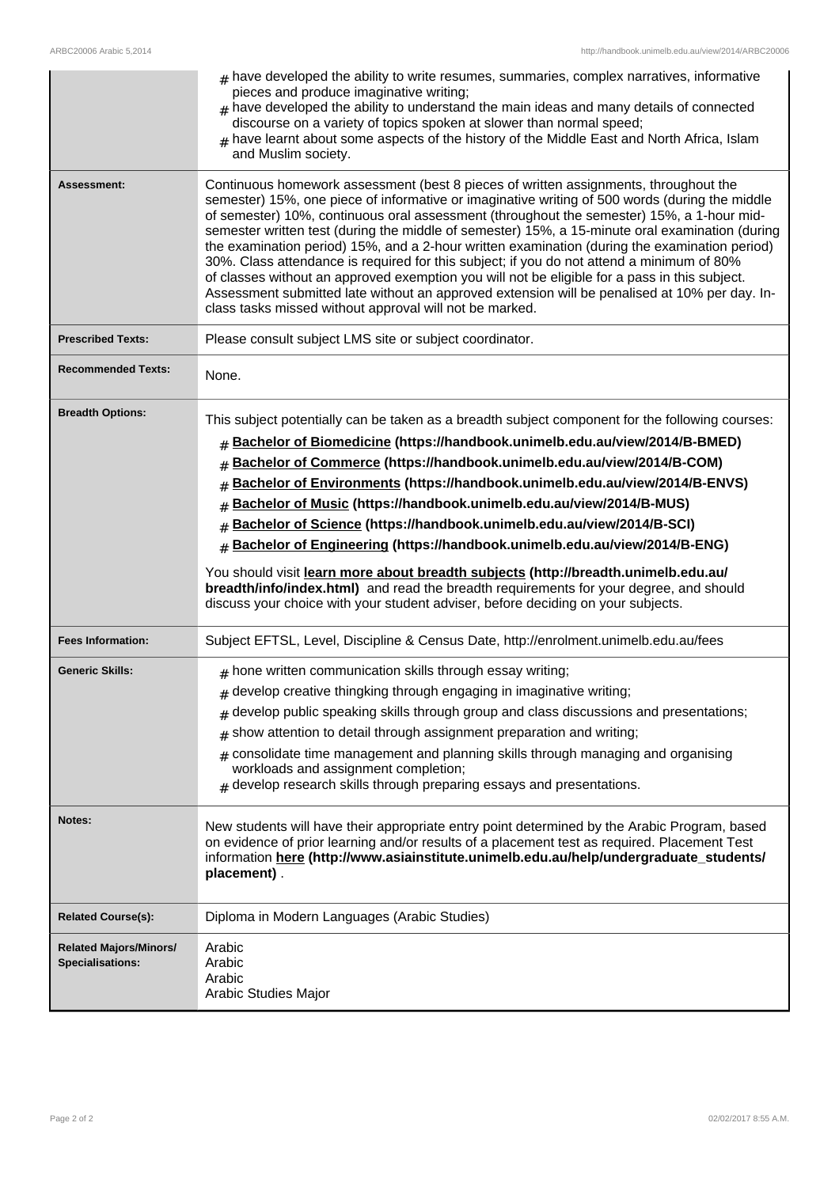| | |
|---|---|
| | # have developed the ability to write resumes, summaries, complex narratives, informative pieces and produce imaginative writing;<br># have developed the ability to understand the main ideas and many details of connected discourse on a variety of topics spoken at slower than normal speed;<br># have learnt about some aspects of the history of the Middle East and North Africa, Islam and Muslim society. |
| **Assessment:** | Continuous homework assessment (best 8 pieces of written assignments, throughout the semester) 15%, one piece of informative or imaginative writing of 500 words (during the middle of semester) 10%, continuous oral assessment (throughout the semester) 15%, a 1-hour mid-semester written test (during the middle of semester) 15%, a 15-minute oral examination (during the examination period) 15%, and a 2-hour written examination (during the examination period) 30%. Class attendance is required for this subject; if you do not attend a minimum of 80% of classes without an approved exemption you will not be eligible for a pass in this subject. Assessment submitted late without an approved extension will be penalised at 10% per day. In-class tasks missed without approval will not be marked. |
| **Prescribed Texts:** | Please consult subject LMS site or subject coordinator. |
| **Recommended Texts:** | None. |
| **Breadth Options:** | This subject potentially can be taken as a breadth subject component for the following courses:<br># **Bachelor of Biomedicine (https://handbook.unimelb.edu.au/view/2014/B-BMED)**<br># **Bachelor of Commerce (https://handbook.unimelb.edu.au/view/2014/B-COM)**<br># **Bachelor of Environments (https://handbook.unimelb.edu.au/view/2014/B-ENVS)**<br># **Bachelor of Music (https://handbook.unimelb.edu.au/view/2014/B-MUS)**<br># **Bachelor of Science (https://handbook.unimelb.edu.au/view/2014/B-SCI)**<br># **Bachelor of Engineering (https://handbook.unimelb.edu.au/view/2014/B-ENG)**<br>You should visit **learn more about breadth subjects (http://breadth.unimelb.edu.au/breadth/info/index.html)** and read the breadth requirements for your degree, and should discuss your choice with your student adviser, before deciding on your subjects. |
| **Fees Information:** | Subject EFTSL, Level, Discipline & Census Date, http://enrolment.unimelb.edu.au/fees |
| **Generic Skills:** | # hone written communication skills through essay writing;<br># develop creative thingking through engaging in imaginative writing;<br># develop public speaking skills through group and class discussions and presentations;<br># show attention to detail through assignment preparation and writing;<br># consolidate time management and planning skills through managing and organising workloads and assignment completion;<br># develop research skills through preparing essays and presentations. |
| **Notes:** | New students will have their appropriate entry point determined by the Arabic Program, based on evidence of prior learning and/or results of a placement test as required. Placement Test information **here (http://www.asiainstitute.unimelb.edu.au/help/undergraduate_students/placement)** . |
| **Related Course(s):** | Diploma in Modern Languages (Arabic Studies) |
| **Related Majors/Minors/ Specialisations:** | Arabic<br>Arabic<br>Arabic<br>Arabic Studies Major |